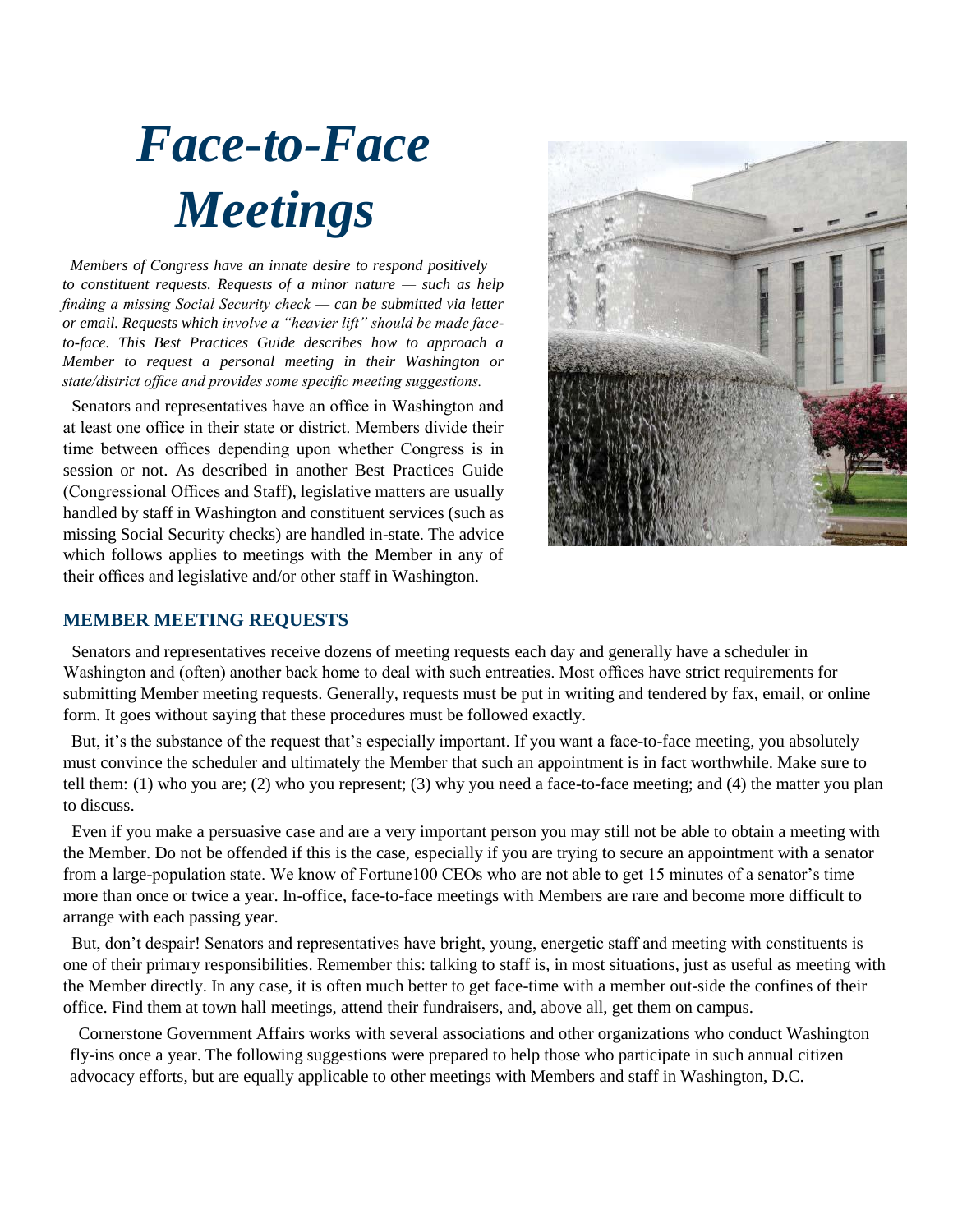# *Face-to-Face Meetings*

*Members of Congress have an innate desire to respond positively to constituent requests. Requests of a minor nature — such as help finding a missing Social Security check — can be submitted via letter or email. Requests which involve a "heavier lift" should be made face-to-face. This Best Practices Guide describes how to approach a Member to request a personal meeting in their Washington or state/district office and provides some specific meeting suggestions.*

Senators and representatives have an office in Washington and at least one office in their state or district. Members divide their time between offices depending upon whether Congress is in session or not. As described in another Best Practices Guide (Congressional Offices and Staff), legislative matters are usually handled by staff in Washington and constituent services (such as missing Social Security checks) are handled in-state. The advice which follows applies to meetings with the Member in any of their offices and legislative and/or other staff in Washington.

## MEMBER MEETING REQUESTS

Senators and representatives receive dozens of meeting requests each day and generally have a scheduler in Washington and (often) another back home to deal with such entreaties. Most offices have strict requirements for submitting Member meeting requests. Generally, requests must be put in writing and tendered by fax, email, or online form. It goes without saying that these procedures must be followed exactly.

But, it's the substance of the request that's especially important. If you want a face-to-face meeting, you absolutely must convince the scheduler and ultimately the Member that such an appointment is in fact worthwhile. Make sure to tell them: (1) who you are; (2) who you represent; (3) why you need a face-to-face meeting; and (4) the matter you plan to discuss.

Even if you make a persuasive case and are a very important person you may still not be able to obtain a meeting with the Member. Do not be offended if this is the case, especially if you are trying to secure an appointment with a senator from a large-population state. We know of Fortune100 CEOs who are not able to get 15 minutes of a senator's time more than once or twice a year. In-office, face-to-face meetings with Members are rare and become more difficult to arrange with each passing year.

But, don't despair! Senators and representatives have bright, young, energetic staff and meeting with constituents is one of their primary responsibilities. Remember this: talking to staff is, in most situations, just as useful as meeting with the Member directly. In any case, it is often much better to get face-time with a member out-side the confines of their office. Find them at town hall meetings, attend their fundraisers, and, above all, get them on campus.

Cornerstone Government Affairs works with several associations and other organizations who conduct Washington fly-ins once a year. The following suggestions were prepared to help those who participate in such annual citizen advocacy efforts, but are equally applicable to other meetings with Members and staff in Washington, D.C.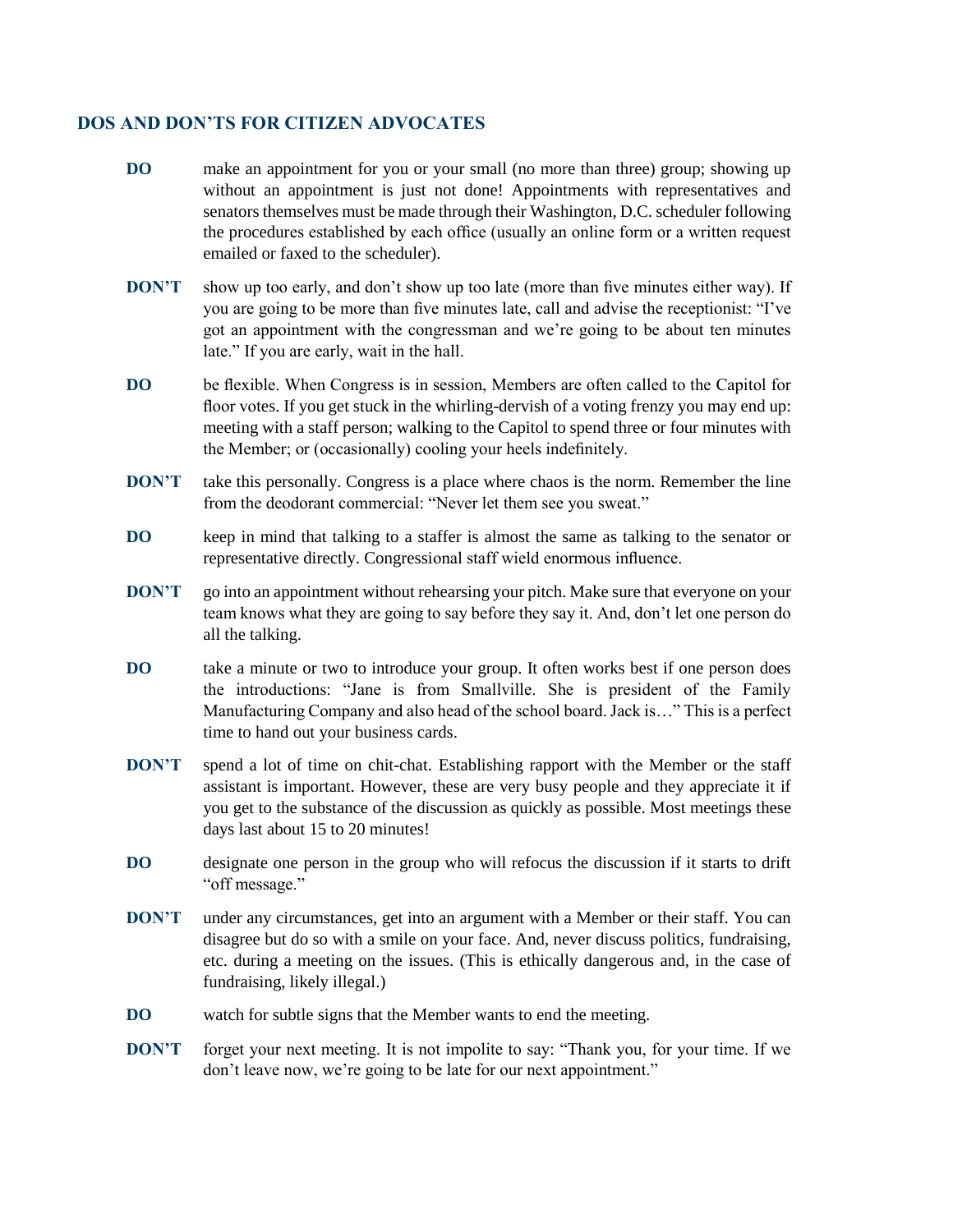## DOS AND DON'TS FOR CITIZEN ADVOCATES

**DO** make an appointment for you or your small (no more than three) group; showing up without an appointment is just not done! Appointments with representatives and senators themselves must be made through their Washington, D.C. scheduler following the procedures established by each office (usually an online form or a written request emailed or faxed to the scheduler).

**DON'T** show up too early, and don't show up too late (more than five minutes either way). If you are going to be more than five minutes late, call and advise the receptionist: "I've got an appointment with the congressman and we're going to be about ten minutes late." If you are early, wait in the hall.

**DO** be flexible. When Congress is in session, Members are often called to the Capitol for floor votes. If you get stuck in the whirling-dervish of a voting frenzy you may end up: meeting with a staff person; walking to the Capitol to spend three or four minutes with the Member; or (occasionally) cooling your heels indefinitely.

**DON'T** take this personally. Congress is a place where chaos is the norm. Remember the line from the deodorant commercial: "Never let them see you sweat."

**DO** keep in mind that talking to a staffer is almost the same as talking to the senator or representative directly. Congressional staff wield enormous influence.

**DON'T** go into an appointment without rehearsing your pitch. Make sure that everyone on your team knows what they are going to say before they say it. And, don't let one person do all the talking.

**DO** take a minute or two to introduce your group. It often works best if one person does the introductions: "Jane is from Smallville. She is president of the Family Manufacturing Company and also head of the school board. Jack is…" This is a perfect time to hand out your business cards.

**DON'T** spend a lot of time on chit-chat. Establishing rapport with the Member or the staff assistant is important. However, these are very busy people and they appreciate it if you get to the substance of the discussion as quickly as possible. Most meetings these days last about 15 to 20 minutes!

**DO** designate one person in the group who will refocus the discussion if it starts to drift "off message."

**DON'T** under any circumstances, get into an argument with a Member or their staff. You can disagree but do so with a smile on your face. And, never discuss politics, fundraising, etc. during a meeting on the issues. (This is ethically dangerous and, in the case of fundraising, likely illegal.)

**DO** watch for subtle signs that the Member wants to end the meeting.

**DON'T** forget your next meeting. It is not impolite to say: "Thank you, for your time. If we don't leave now, we're going to be late for our next appointment."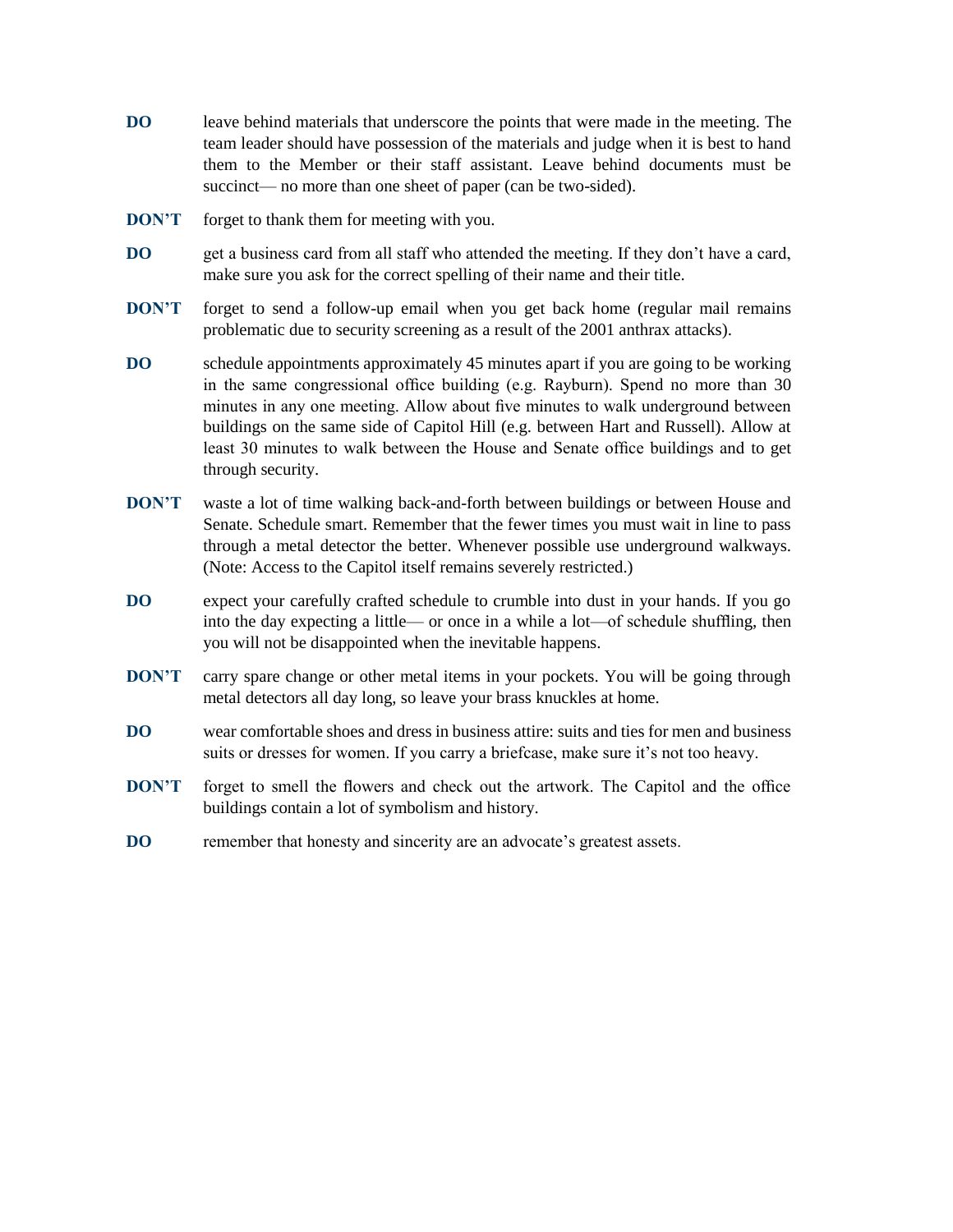**DO** leave behind materials that underscore the points that were made in the meeting. The team leader should have possession of the materials and judge when it is best to hand them to the Member or their staff assistant. Leave behind documents must be succinct— no more than one sheet of paper (can be two-sided).

**DON'T** forget to thank them for meeting with you.

**DO** get a business card from all staff who attended the meeting. If they don't have a card, make sure you ask for the correct spelling of their name and their title.

**DON'T** forget to send a follow-up email when you get back home (regular mail remains problematic due to security screening as a result of the 2001 anthrax attacks).

**DO** schedule appointments approximately 45 minutes apart if you are going to be working in the same congressional office building (e.g. Rayburn). Spend no more than 30 minutes in any one meeting. Allow about five minutes to walk underground between buildings on the same side of Capitol Hill (e.g. between Hart and Russell). Allow at least 30 minutes to walk between the House and Senate office buildings and to get through security.

**DON'T** waste a lot of time walking back-and-forth between buildings or between House and Senate. Schedule smart. Remember that the fewer times you must wait in line to pass through a metal detector the better. Whenever possible use underground walkways. (Note: Access to the Capitol itself remains severely restricted.)

**DO** expect your carefully crafted schedule to crumble into dust in your hands. If you go into the day expecting a little— or once in a while a lot—of schedule shuffling, then you will not be disappointed when the inevitable happens.

**DON'T** carry spare change or other metal items in your pockets. You will be going through metal detectors all day long, so leave your brass knuckles at home.

**DO** wear comfortable shoes and dress in business attire: suits and ties for men and business suits or dresses for women. If you carry a briefcase, make sure it's not too heavy.

**DON'T** forget to smell the flowers and check out the artwork. The Capitol and the office buildings contain a lot of symbolism and history.

**DO** remember that honesty and sincerity are an advocate's greatest assets.